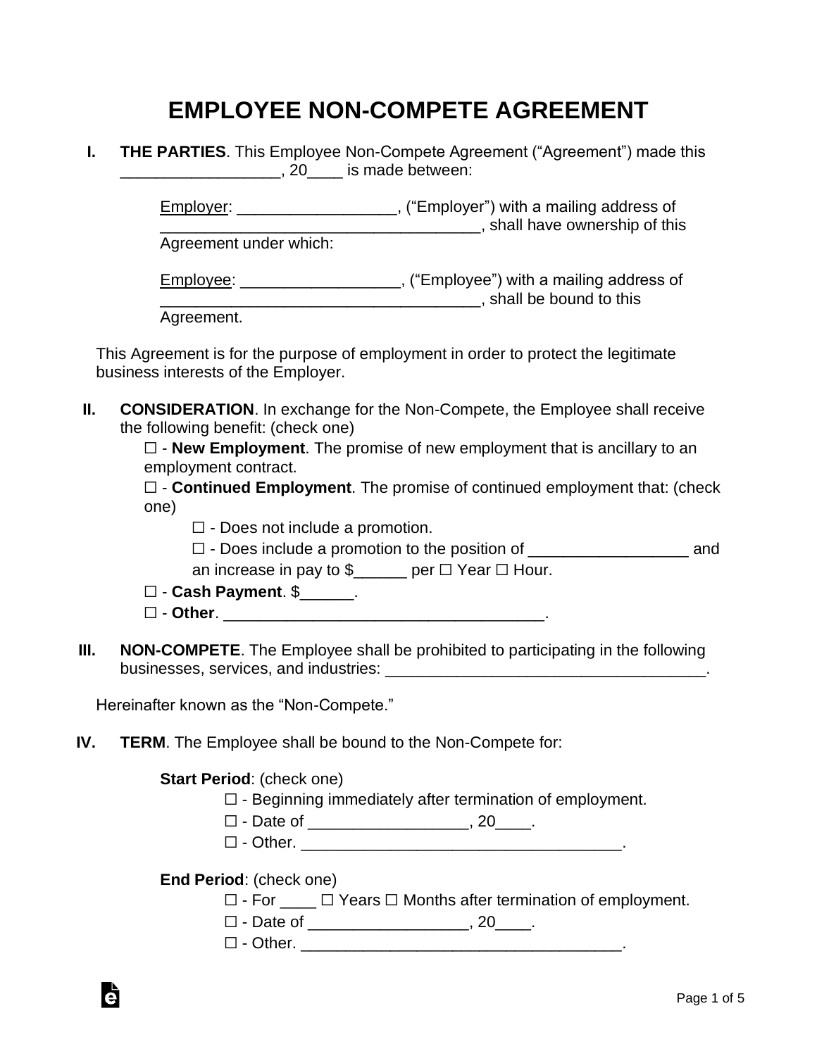# EMPLOYEE NON-COMPETE AGREEMENT

**I. THE PARTIES**. This Employee Non-Compete Agreement ("Agreement") made this __________________, 20____ is made between:

Employer: __________________, ("Employer") with a mailing address of ____________________________________, shall have ownership of this Agreement under which:

Employee: __________________, ("Employee") with a mailing address of ____________________________________, shall be bound to this Agreement.

This Agreement is for the purpose of employment in order to protect the legitimate business interests of the Employer.

**II. CONSIDERATION**. In exchange for the Non-Compete, the Employee shall receive the following benefit: (check one)

☐ - **New Employment**. The promise of new employment that is ancillary to an employment contract.

☐ - **Continued Employment**. The promise of continued employment that: (check one)

- ☐ - Does not include a promotion.
- ☐ - Does include a promotion to the position of __________________ and an increase in pay to $______ per ☐ Year ☐ Hour.

☐ - **Cash Payment**. $______.

☐ - **Other**. ____________________________________.

**III. NON-COMPETE**. The Employee shall be prohibited to participating in the following businesses, services, and industries: ____________________________________.

Hereinafter known as the "Non-Compete."

**IV. TERM**. The Employee shall be bound to the Non-Compete for:

**Start Period**: (check one)

- ☐ - Beginning immediately after termination of employment.
- ☐ - Date of __________________, 20____.
- ☐ - Other. ____________________________________.

**End Period**: (check one)

- ☐ - For ____ ☐ Years ☐ Months after termination of employment.
- ☐ - Date of __________________, 20____.
- ☐ - Other. ____________________________________.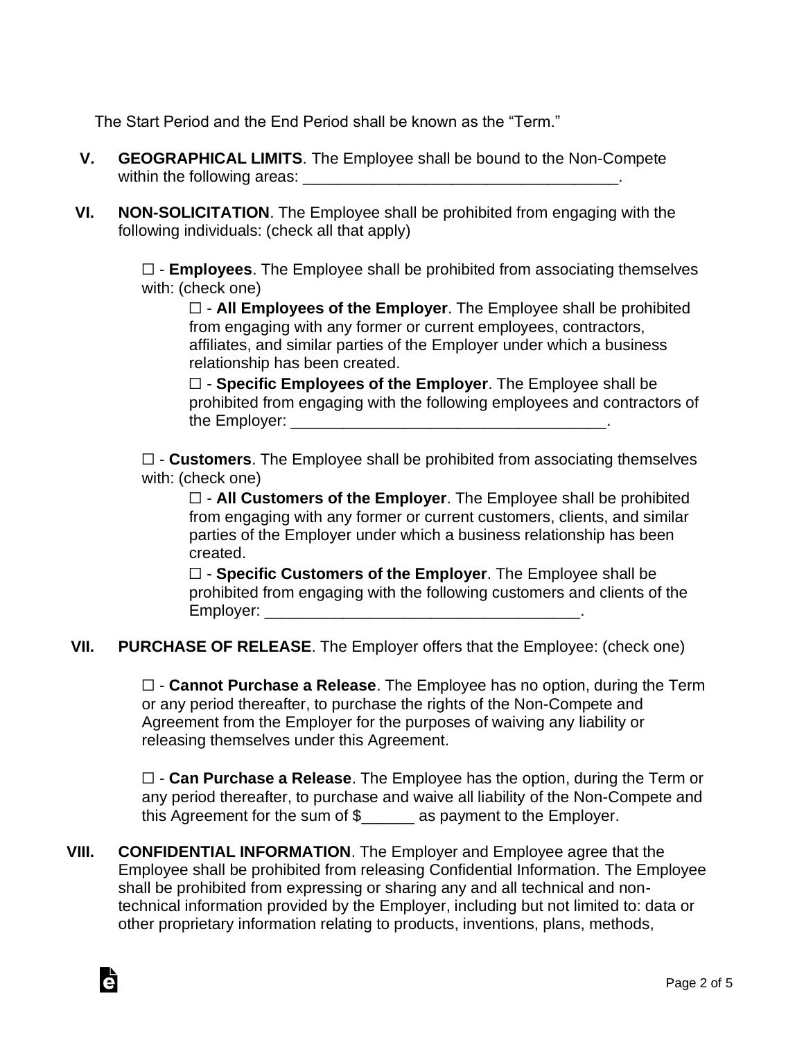The Start Period and the End Period shall be known as the "Term."

**V. GEOGRAPHICAL LIMITS**. The Employee shall be bound to the Non-Compete within the following areas: ____________________________________.

**VI. NON-SOLICITATION**. The Employee shall be prohibited from engaging with the following individuals: (check all that apply)

☐ - **Employees**. The Employee shall be prohibited from associating themselves with: (check one)

☐ - **All Employees of the Employer**. The Employee shall be prohibited from engaging with any former or current employees, contractors, affiliates, and similar parties of the Employer under which a business relationship has been created.

☐ - **Specific Employees of the Employer**. The Employee shall be prohibited from engaging with the following employees and contractors of the Employer: ____________________________________.

☐ - **Customers**. The Employee shall be prohibited from associating themselves with: (check one)

☐ - **All Customers of the Employer**. The Employee shall be prohibited from engaging with any former or current customers, clients, and similar parties of the Employer under which a business relationship has been created.

☐ - **Specific Customers of the Employer**. The Employee shall be prohibited from engaging with the following customers and clients of the Employer: ____________________________________.

**VII. PURCHASE OF RELEASE**. The Employer offers that the Employee: (check one)

☐ - **Cannot Purchase a Release**. The Employee has no option, during the Term or any period thereafter, to purchase the rights of the Non-Compete and Agreement from the Employer for the purposes of waiving any liability or releasing themselves under this Agreement.

☐ - **Can Purchase a Release**. The Employee has the option, during the Term or any period thereafter, to purchase and waive all liability of the Non-Compete and this Agreement for the sum of $______ as payment to the Employer.

**VIII. CONFIDENTIAL INFORMATION**. The Employer and Employee agree that the Employee shall be prohibited from releasing Confidential Information. The Employee shall be prohibited from expressing or sharing any and all technical and non-technical information provided by the Employer, including but not limited to: data or other proprietary information relating to products, inventions, plans, methods,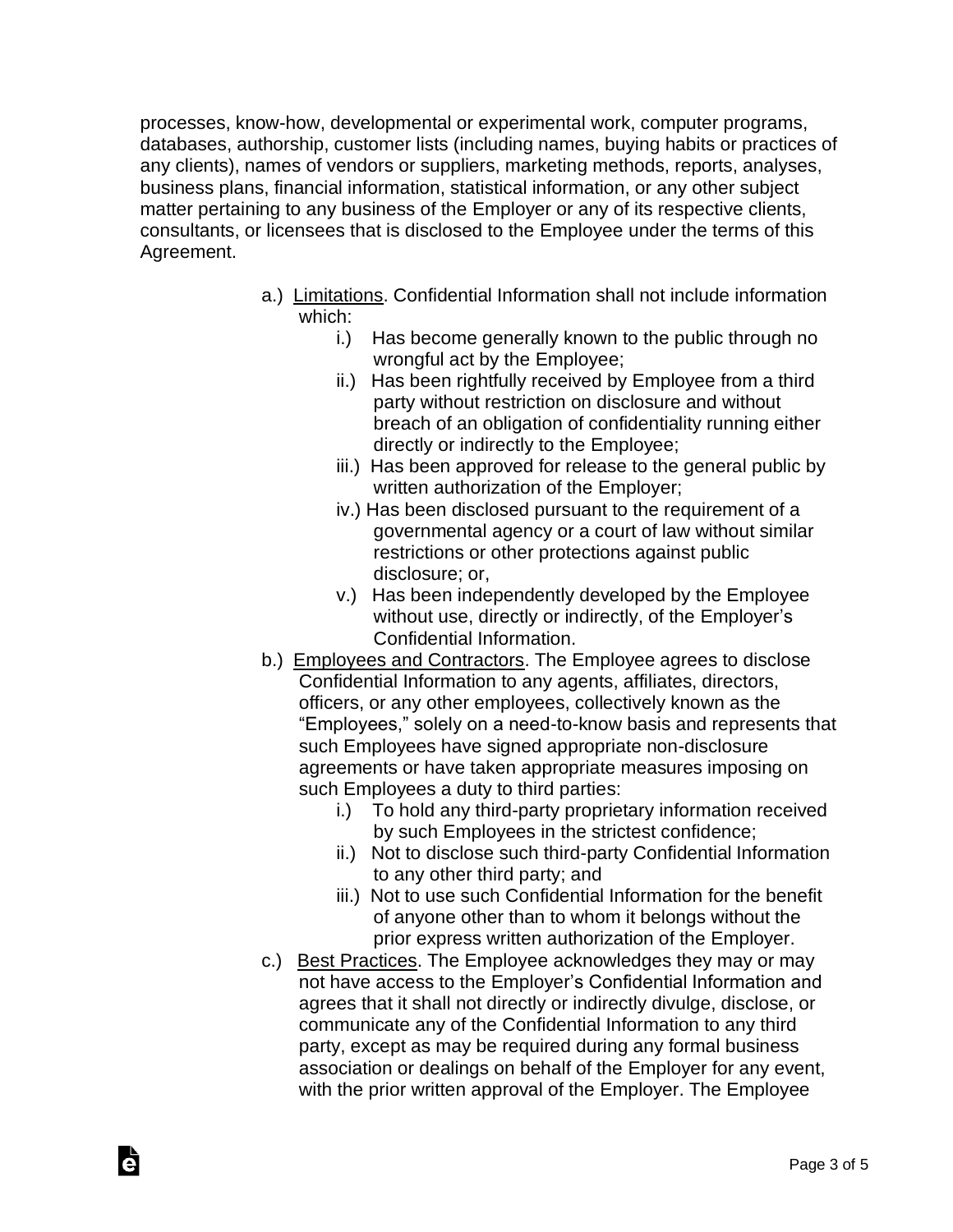processes, know-how, developmental or experimental work, computer programs, databases, authorship, customer lists (including names, buying habits or practices of any clients), names of vendors or suppliers, marketing methods, reports, analyses, business plans, financial information, statistical information, or any other subject matter pertaining to any business of the Employer or any of its respective clients, consultants, or licensees that is disclosed to the Employee under the terms of this Agreement.

a.) <u>Limitations</u>. Confidential Information shall not include information which:

   i.) Has become generally known to the public through no wrongful act by the Employee;
   
   ii.) Has been rightfully received by Employee from a third party without restriction on disclosure and without breach of an obligation of confidentiality running either directly or indirectly to the Employee;
   
   iii.) Has been approved for release to the general public by written authorization of the Employer;
   
   iv.) Has been disclosed pursuant to the requirement of a governmental agency or a court of law without similar restrictions or other protections against public disclosure; or,
   
   v.) Has been independently developed by the Employee without use, directly or indirectly, of the Employer's Confidential Information.

b.) <u>Employees and Contractors</u>. The Employee agrees to disclose Confidential Information to any agents, affiliates, directors, officers, or any other employees, collectively known as the "Employees," solely on a need-to-know basis and represents that such Employees have signed appropriate non-disclosure agreements or have taken appropriate measures imposing on such Employees a duty to third parties:

   i.) To hold any third-party proprietary information received by such Employees in the strictest confidence;
   
   ii.) Not to disclose such third-party Confidential Information to any other third party; and
   
   iii.) Not to use such Confidential Information for the benefit of anyone other than to whom it belongs without the prior express written authorization of the Employer.

c.) <u>Best Practices</u>. The Employee acknowledges they may or may not have access to the Employer's Confidential Information and agrees that it shall not directly or indirectly divulge, disclose, or communicate any of the Confidential Information to any third party, except as may be required during any formal business association or dealings on behalf of the Employer for any event, with the prior written approval of the Employer. The Employee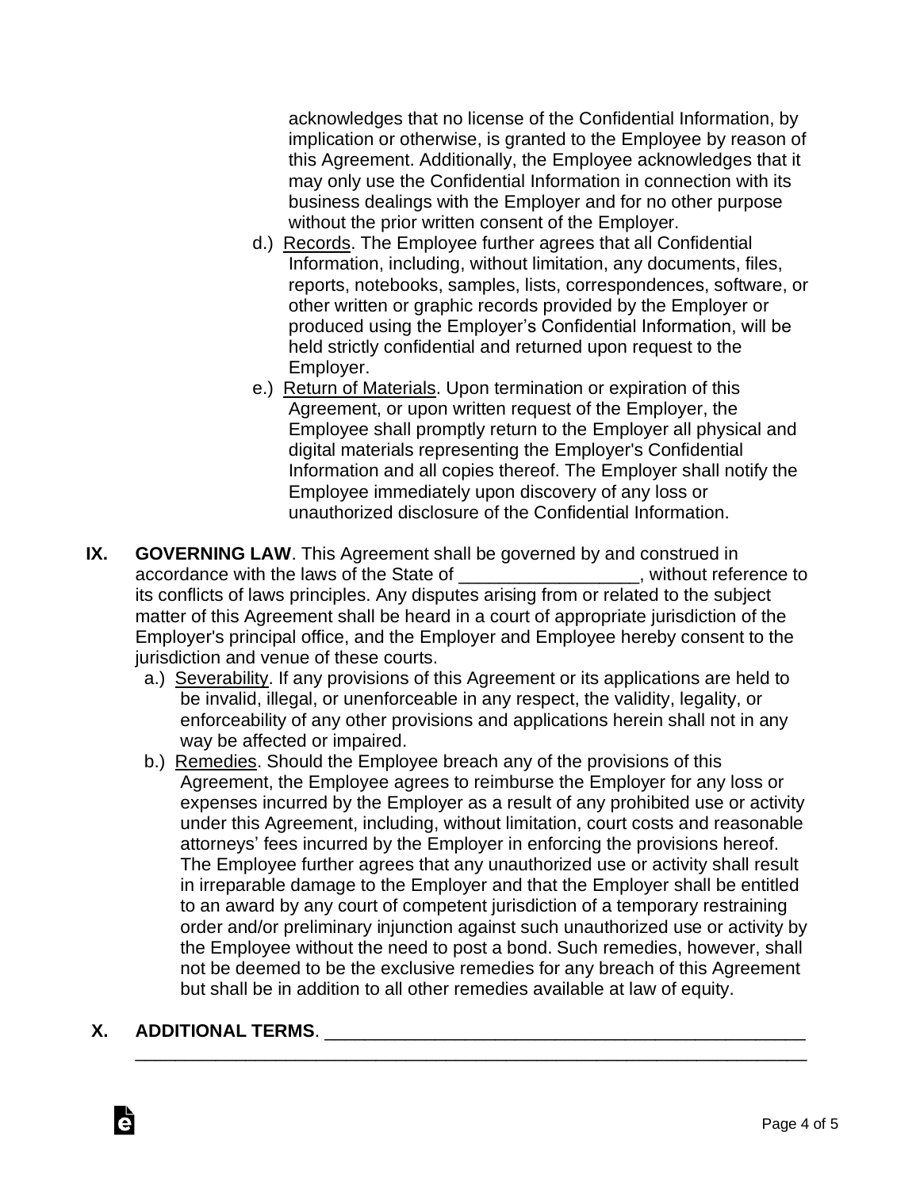acknowledges that no license of the Confidential Information, by implication or otherwise, is granted to the Employee by reason of this Agreement. Additionally, the Employee acknowledges that it may only use the Confidential Information in connection with its business dealings with the Employer and for no other purpose without the prior written consent of the Employer.

d.) Records. The Employee further agrees that all Confidential Information, including, without limitation, any documents, files, reports, notebooks, samples, lists, correspondences, software, or other written or graphic records provided by the Employer or produced using the Employer's Confidential Information, will be held strictly confidential and returned upon request to the Employer.

e.) Return of Materials. Upon termination or expiration of this Agreement, or upon written request of the Employer, the Employee shall promptly return to the Employer all physical and digital materials representing the Employer's Confidential Information and all copies thereof. The Employer shall notify the Employee immediately upon discovery of any loss or unauthorized disclosure of the Confidential Information.

**IX. GOVERNING LAW**. This Agreement shall be governed by and construed in accordance with the laws of the State of __________________, without reference to its conflicts of laws principles. Any disputes arising from or related to the subject matter of this Agreement shall be heard in a court of appropriate jurisdiction of the Employer's principal office, and the Employer and Employee hereby consent to the jurisdiction and venue of these courts.

a.) Severability. If any provisions of this Agreement or its applications are held to be invalid, illegal, or unenforceable in any respect, the validity, legality, or enforceability of any other provisions and applications herein shall not in any way be affected or impaired.

b.) Remedies. Should the Employee breach any of the provisions of this Agreement, the Employee agrees to reimburse the Employer for any loss or expenses incurred by the Employer as a result of any prohibited use or activity under this Agreement, including, without limitation, court costs and reasonable attorneys' fees incurred by the Employer in enforcing the provisions hereof. The Employee further agrees that any unauthorized use or activity shall result in irreparable damage to the Employer and that the Employer shall be entitled to an award by any court of competent jurisdiction of a temporary restraining order and/or preliminary injunction against such unauthorized use or activity by the Employee without the need to post a bond. Such remedies, however, shall not be deemed to be the exclusive remedies for any breach of this Agreement but shall be in addition to all other remedies available at law of equity.

**X. ADDITIONAL TERMS**. __________________________________________________
_________________________________________________________________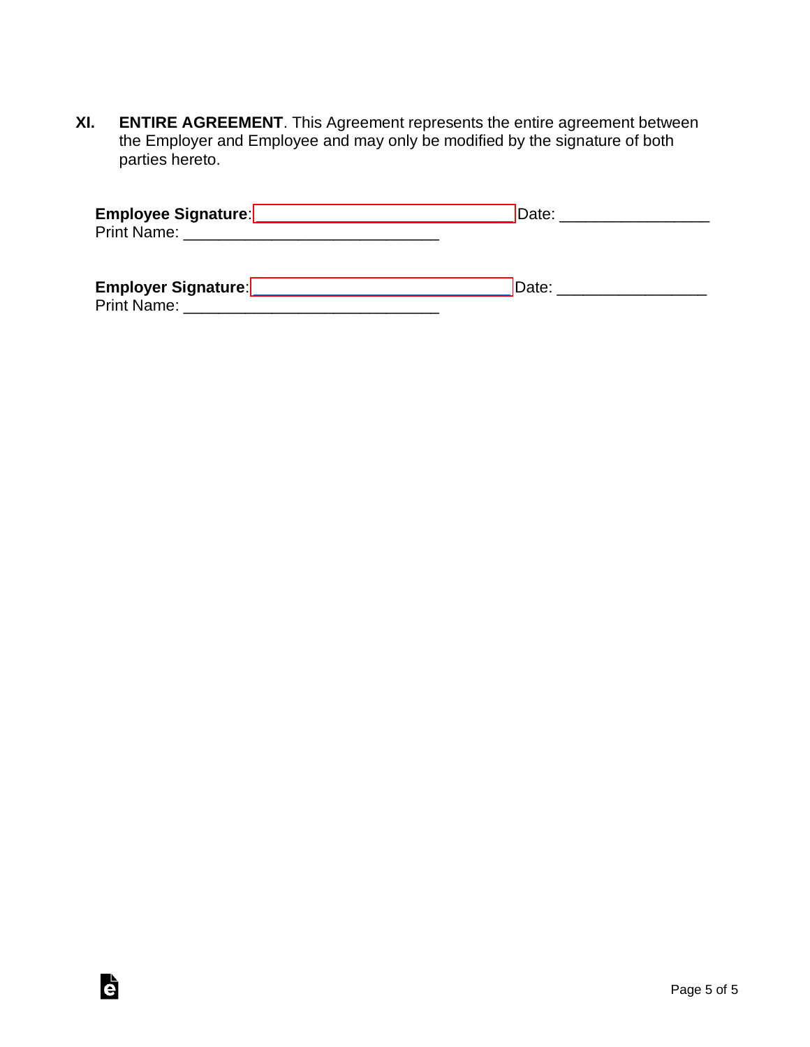**XI.** **ENTIRE AGREEMENT**. This Agreement represents the entire agreement between the Employer and Employee and may only be modified by the signature of both parties hereto.

**Employee Signature**: ____________________________ Date: ________________
Print Name: ____________________________

**Employer Signature**: ____________________________ Date: ________________
Print Name: ____________________________